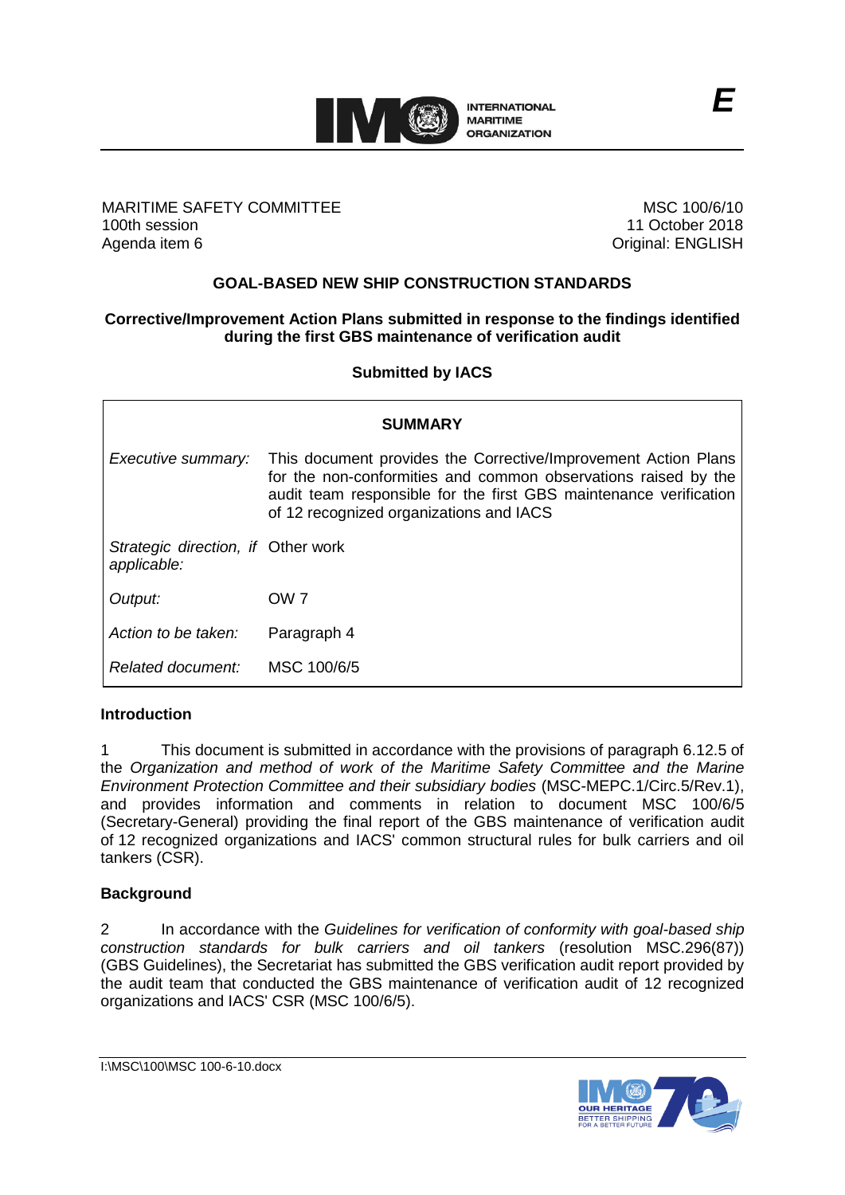E

MARITIME SAFETY COMMITTEE
100th session
Agenda item 6

MSC 100/6/10
11 October 2018
Original: ENGLISH

## GOAL-BASED NEW SHIP CONSTRUCTION STANDARDS

### Corrective/Improvement Action Plans submitted in response to the findings identified during the first GBS maintenance of verification audit

**Submitted by IACS**

| SUMMARY | |
|---|---|
| *Executive summary:* | This document provides the Corrective/Improvement Action Plans for the non-conformities and common observations raised by the audit team responsible for the first GBS maintenance verification of 12 recognized organizations and IACS |
| *Strategic direction, if applicable:* | Other work |
| *Output:* | OW 7 |
| *Action to be taken:* | Paragraph 4 |
| *Related document:* | MSC 100/6/5 |

## Introduction

1 This document is submitted in accordance with the provisions of paragraph 6.12.5 of the *Organization and method of work of the Maritime Safety Committee and the Marine Environment Protection Committee and their subsidiary bodies* (MSC-MEPC.1/Circ.5/Rev.1), and provides information and comments in relation to document MSC 100/6/5 (Secretary-General) providing the final report of the GBS maintenance of verification audit of 12 recognized organizations and IACS' common structural rules for bulk carriers and oil tankers (CSR).

## Background

2 In accordance with the *Guidelines for verification of conformity with goal-based ship construction standards for bulk carriers and oil tankers* (resolution MSC.296(87)) (GBS Guidelines), the Secretariat has submitted the GBS verification audit report provided by the audit team that conducted the GBS maintenance of verification audit of 12 recognized organizations and IACS' CSR (MSC 100/6/5).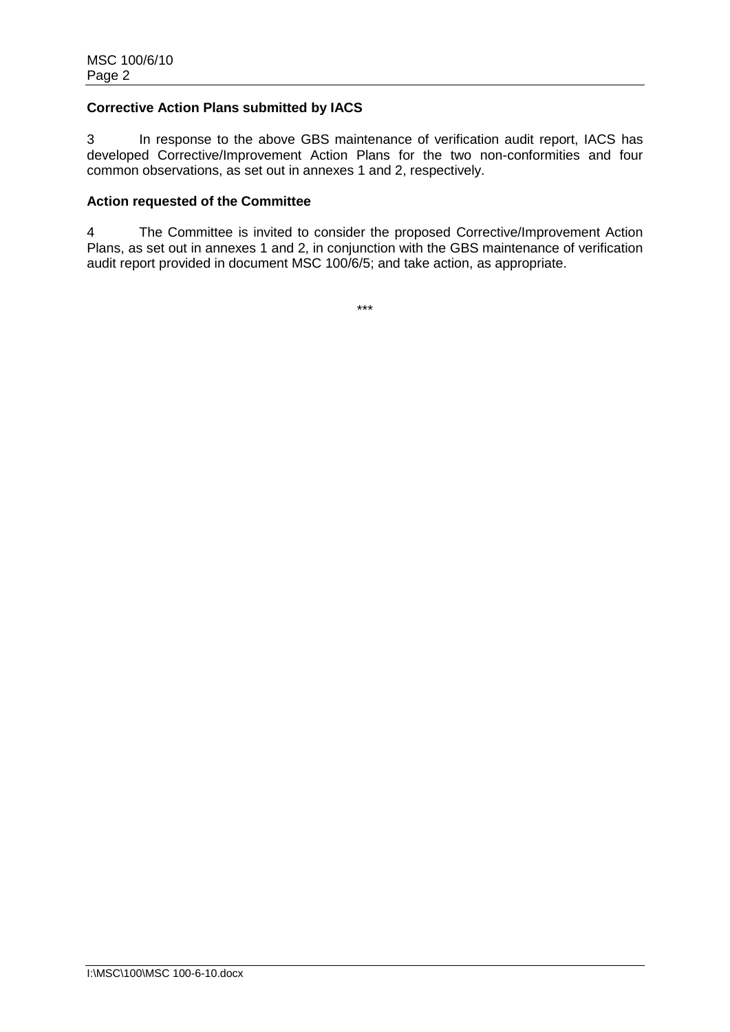**Corrective Action Plans submitted by IACS**

3 In response to the above GBS maintenance of verification audit report, IACS has developed Corrective/Improvement Action Plans for the two non-conformities and four common observations, as set out in annexes 1 and 2, respectively.

**Action requested of the Committee**

4 The Committee is invited to consider the proposed Corrective/Improvement Action Plans, as set out in annexes 1 and 2, in conjunction with the GBS maintenance of verification audit report provided in document MSC 100/6/5; and take action, as appropriate.

\*\*\*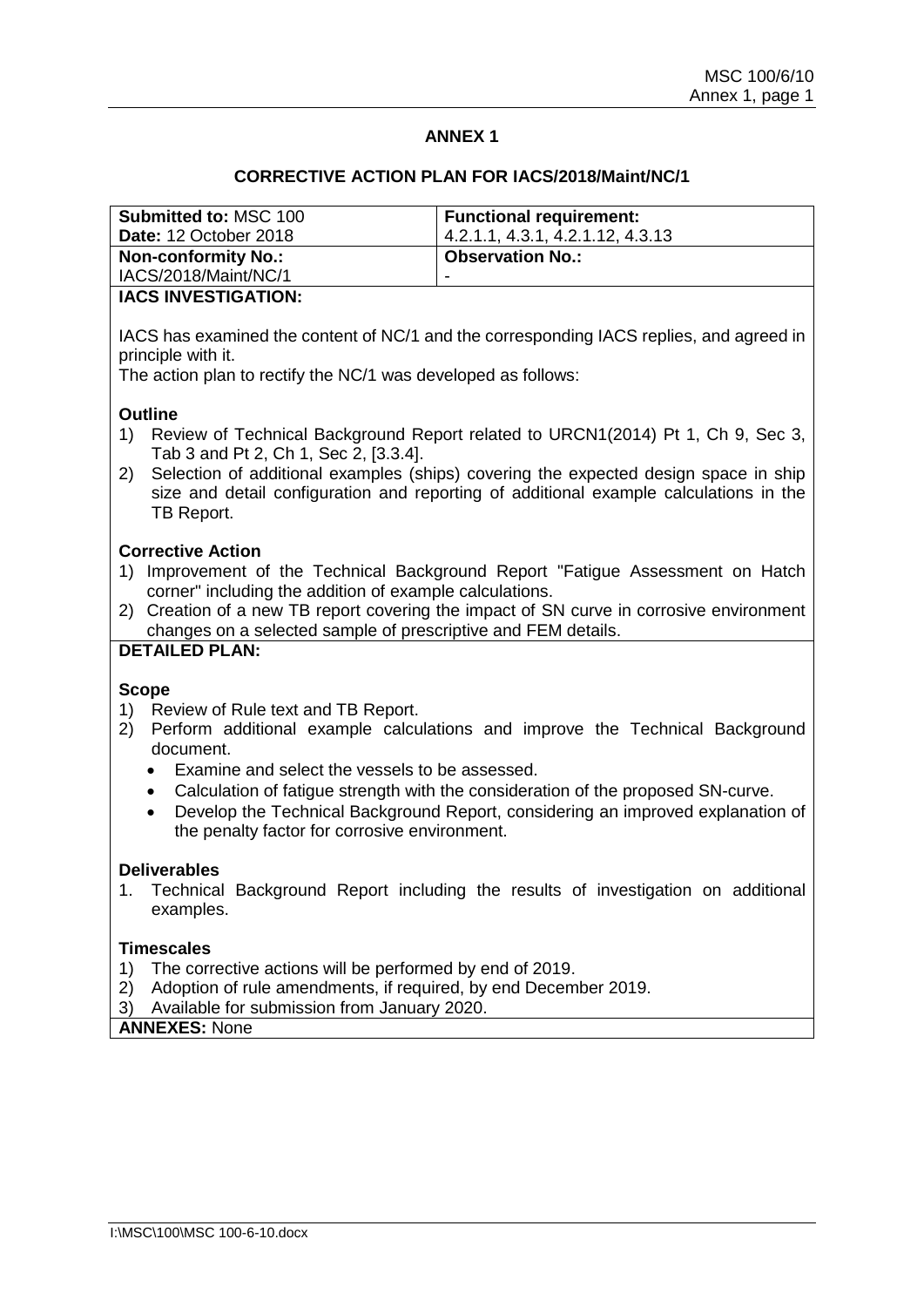# ANNEX 1

## CORRECTIVE ACTION PLAN FOR IACS/2018/Maint/NC/1

| **Submitted to:** MSC 100<br>**Date:** 12 October 2018 | **Functional requirement:**<br>4.2.1.1, 4.3.1, 4.2.1.12, 4.3.13 |
|---|---|
| **Non-conformity No.:**<br>IACS/2018/Maint/NC/1 | **Observation No.:**<br>- |

**IACS INVESTIGATION:**

IACS has examined the content of NC/1 and the corresponding IACS replies, and agreed in principle with it.
The action plan to rectify the NC/1 was developed as follows:

**Outline**

1) Review of Technical Background Report related to URCN1(2014) Pt 1, Ch 9, Sec 3, Tab 3 and Pt 2, Ch 1, Sec 2, [3.3.4].
2) Selection of additional examples (ships) covering the expected design space in ship size and detail configuration and reporting of additional example calculations in the TB Report.

**Corrective Action**

1) Improvement of the Technical Background Report "Fatigue Assessment on Hatch corner" including the addition of example calculations.
2) Creation of a new TB report covering the impact of SN curve in corrosive environment changes on a selected sample of prescriptive and FEM details.

**DETAILED PLAN:**

**Scope**

1) Review of Rule text and TB Report.
2) Perform additional example calculations and improve the Technical Background document.
   - Examine and select the vessels to be assessed.
   - Calculation of fatigue strength with the consideration of the proposed SN-curve.
   - Develop the Technical Background Report, considering an improved explanation of the penalty factor for corrosive environment.

**Deliverables**

1. Technical Background Report including the results of investigation on additional examples.

**Timescales**

1) The corrective actions will be performed by end of 2019.
2) Adoption of rule amendments, if required, by end December 2019.
3) Available for submission from January 2020.

**ANNEXES:** None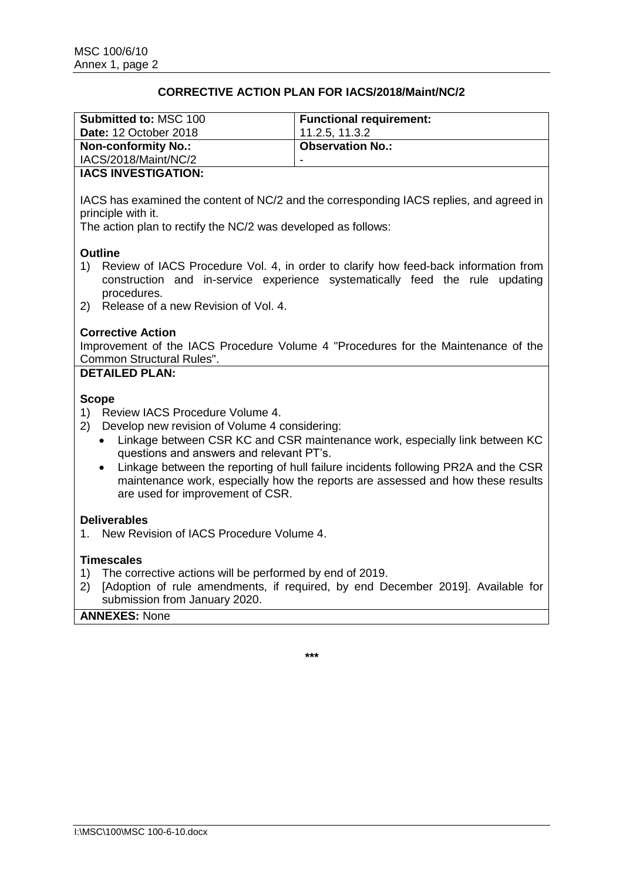## CORRECTIVE ACTION PLAN FOR IACS/2018/Maint/NC/2

| **Submitted to:** MSC 100 **Date:** 12 October 2018 | **Functional requirement:** 11.2.5, 11.3.2 |
| --- | --- |
| **Non-conformity No.:** IACS/2018/Maint/NC/2 | **Observation No.:** - |

**IACS INVESTIGATION:**

IACS has examined the content of NC/2 and the corresponding IACS replies, and agreed in principle with it.
The action plan to rectify the NC/2 was developed as follows:

**Outline**

1) Review of IACS Procedure Vol. 4, in order to clarify how feed-back information from construction and in-service experience systematically feed the rule updating procedures.
2) Release of a new Revision of Vol. 4.

**Corrective Action**

Improvement of the IACS Procedure Volume 4 "Procedures for the Maintenance of the Common Structural Rules".

**DETAILED PLAN:**

**Scope**

1) Review IACS Procedure Volume 4.
2) Develop new revision of Volume 4 considering:
   - Linkage between CSR KC and CSR maintenance work, especially link between KC questions and answers and relevant PT's.
   - Linkage between the reporting of hull failure incidents following PR2A and the CSR maintenance work, especially how the reports are assessed and how these results are used for improvement of CSR.

**Deliverables**

1. New Revision of IACS Procedure Volume 4.

**Timescales**

1) The corrective actions will be performed by end of 2019.
2) [Adoption of rule amendments, if required, by end December 2019]. Available for submission from January 2020.

**ANNEXES:** None

***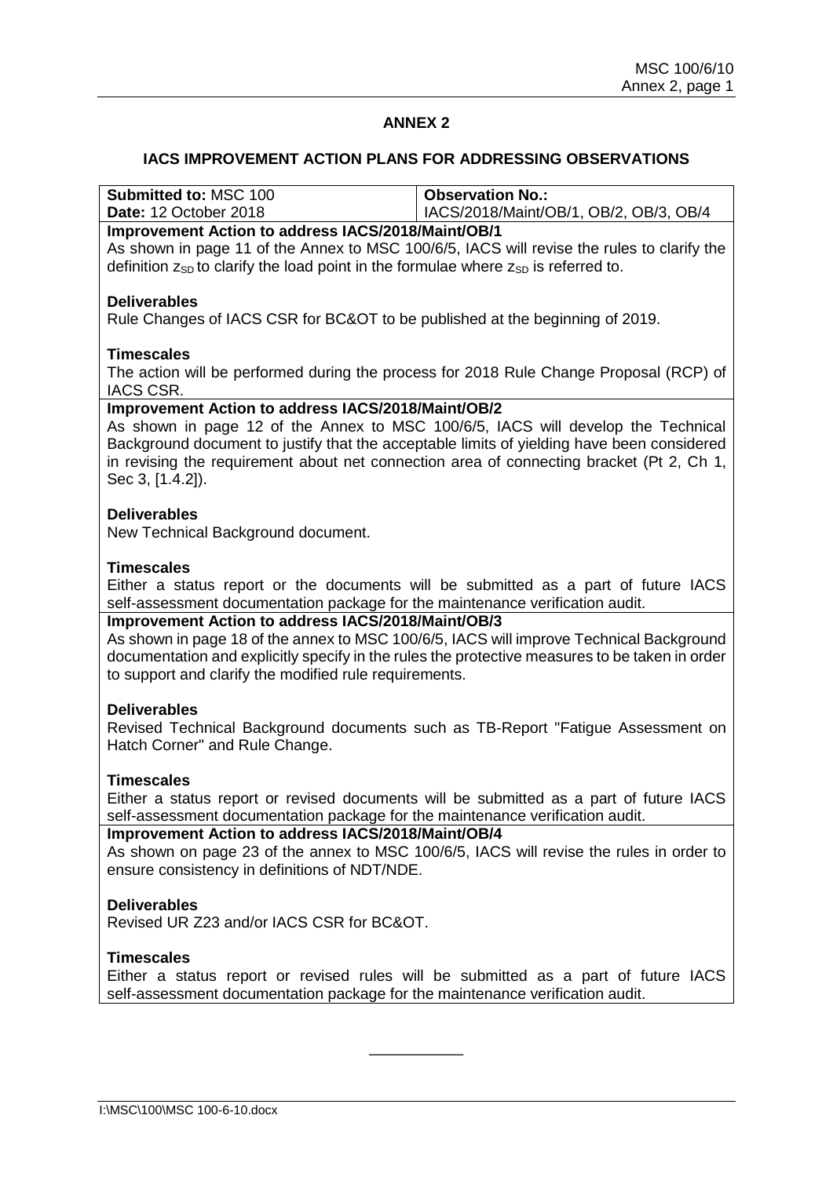## ANNEX 2

### IACS IMPROVEMENT ACTION PLANS FOR ADDRESSING OBSERVATIONS

| | |
|---|---|
| **Submitted to:** MSC 100<br>**Date:** 12 October 2018 | **Observation No.:**<br>IACS/2018/Maint/OB/1, OB/2, OB/3, OB/4 |

**Improvement Action to address IACS/2018/Maint/OB/1**

As shown in page 11 of the Annex to MSC 100/6/5, IACS will revise the rules to clarify the definition $z_{SD}$ to clarify the load point in the formulae where $z_{SD}$ is referred to.

**Deliverables**

Rule Changes of IACS CSR for BC&OT to be published at the beginning of 2019.

**Timescales**

The action will be performed during the process for 2018 Rule Change Proposal (RCP) of IACS CSR.

**Improvement Action to address IACS/2018/Maint/OB/2**

As shown in page 12 of the Annex to MSC 100/6/5, IACS will develop the Technical Background document to justify that the acceptable limits of yielding have been considered in revising the requirement about net connection area of connecting bracket (Pt 2, Ch 1, Sec 3, [1.4.2]).

**Deliverables**

New Technical Background document.

**Timescales**

Either a status report or the documents will be submitted as a part of future IACS self-assessment documentation package for the maintenance verification audit.

**Improvement Action to address IACS/2018/Maint/OB/3**

As shown in page 18 of the annex to MSC 100/6/5, IACS will improve Technical Background documentation and explicitly specify in the rules the protective measures to be taken in order to support and clarify the modified rule requirements.

**Deliverables**

Revised Technical Background documents such as TB-Report "Fatigue Assessment on Hatch Corner" and Rule Change.

**Timescales**

Either a status report or revised documents will be submitted as a part of future IACS self-assessment documentation package for the maintenance verification audit.

**Improvement Action to address IACS/2018/Maint/OB/4**

As shown on page 23 of the annex to MSC 100/6/5, IACS will revise the rules in order to ensure consistency in definitions of NDT/NDE.

**Deliverables**

Revised UR Z23 and/or IACS CSR for BC&OT.

**Timescales**

Either a status report or revised rules will be submitted as a part of future IACS self-assessment documentation package for the maintenance verification audit.

___________